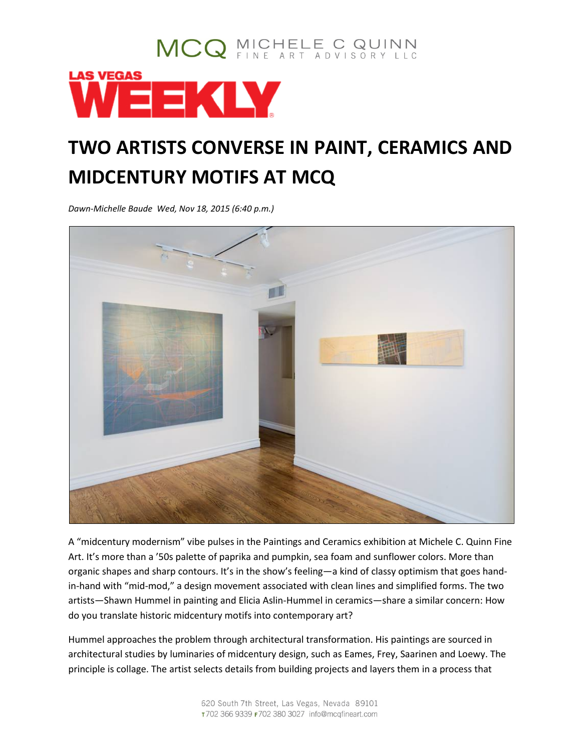# TWO ARTISTS CONVERSE IN PAINT, CERAMICS AND MIDCENTURY MOTIFS AT MCQ

*Dawn-Michelle Baude Wed, Nov 18, 2015 (6:40 p.m.)*

A "midcentury modernism" vibe pulses in the Paintings and Ceramics exhibition at Michele C. Quinn Fine Art. It's more than a '50s palette of paprika and pumpkin, sea foam and sunflower colors. More than organic shapes and sharp contours. It's in the show's feeling—a kind of classy optimism that goes hand-in-hand with "mid-mod," a design movement associated with clean lines and simplified forms. The two artists—Shawn Hummel in painting and Elicia Aslin-Hummel in ceramics—share a similar concern: How do you translate historic midcentury motifs into contemporary art?

Hummel approaches the problem through architectural transformation. His paintings are sourced in architectural studies by luminaries of midcentury design, such as Eames, Frey, Saarinen and Loewy. The principle is collage. The artist selects details from building projects and layers them in a process that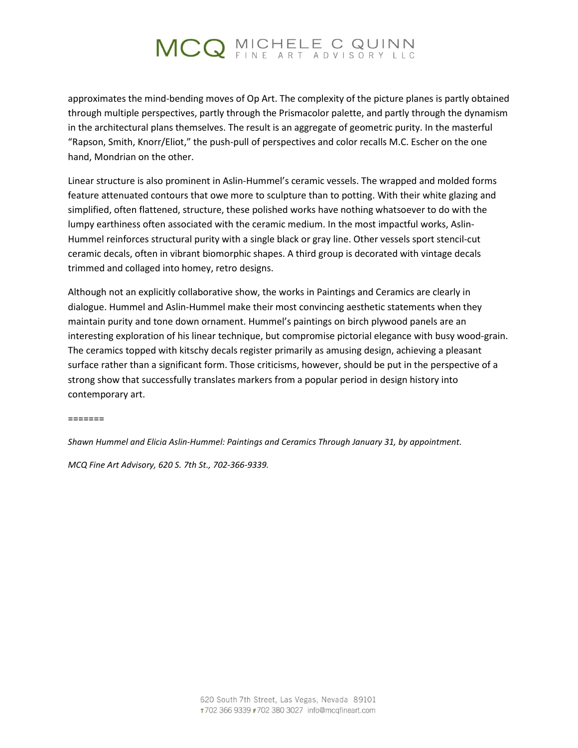approximates the mind-bending moves of Op Art. The complexity of the picture planes is partly obtained through multiple perspectives, partly through the Prismacolor palette, and partly through the dynamism in the architectural plans themselves. The result is an aggregate of geometric purity. In the masterful "Rapson, Smith, Knorr/Eliot," the push-pull of perspectives and color recalls M.C. Escher on the one hand, Mondrian on the other.

Linear structure is also prominent in Aslin-Hummel's ceramic vessels. The wrapped and molded forms feature attenuated contours that owe more to sculpture than to potting. With their white glazing and simplified, often flattened, structure, these polished works have nothing whatsoever to do with the lumpy earthiness often associated with the ceramic medium. In the most impactful works, Aslin-Hummel reinforces structural purity with a single black or gray line. Other vessels sport stencil-cut ceramic decals, often in vibrant biomorphic shapes. A third group is decorated with vintage decals trimmed and collaged into homey, retro designs.

Although not an explicitly collaborative show, the works in Paintings and Ceramics are clearly in dialogue. Hummel and Aslin-Hummel make their most convincing aesthetic statements when they maintain purity and tone down ornament. Hummel's paintings on birch plywood panels are an interesting exploration of his linear technique, but compromise pictorial elegance with busy wood-grain. The ceramics topped with kitschy decals register primarily as amusing design, achieving a pleasant surface rather than a significant form. Those criticisms, however, should be put in the perspective of a strong show that successfully translates markers from a popular period in design history into contemporary art.

=======

*Shawn Hummel and Elicia Aslin-Hummel: Paintings and Ceramics Through January 31, by appointment.*

*MCQ Fine Art Advisory, 620 S. 7th St., 702-366-9339.*